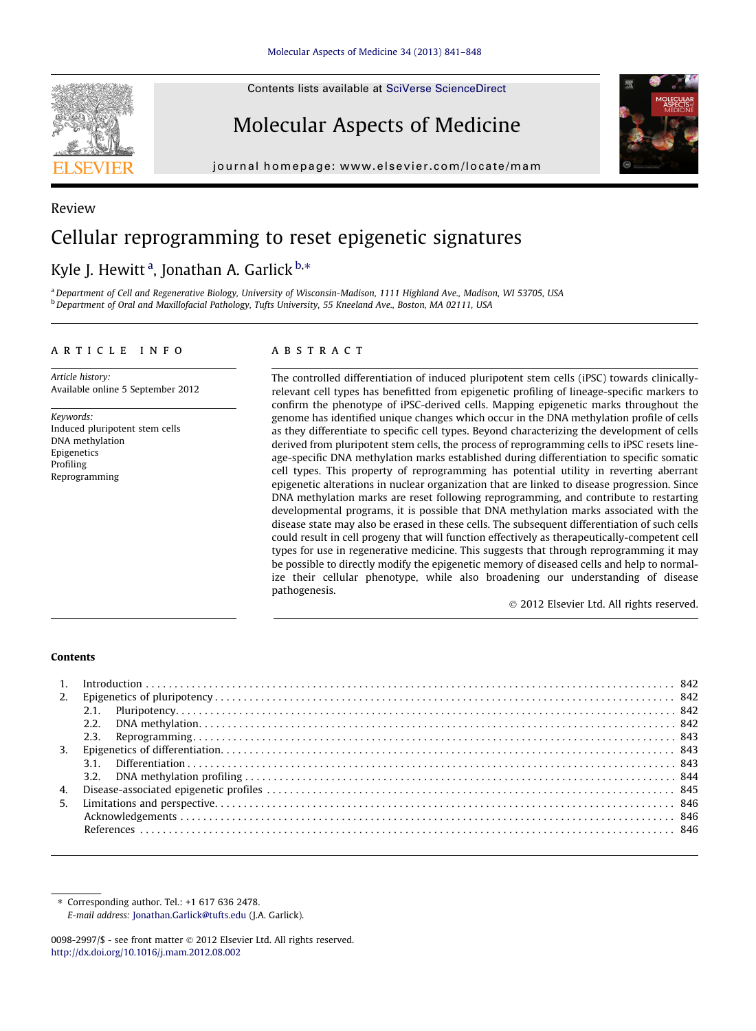Review

# Cellular reprogramming to reset epigenetic signatures

Kyle J. Hewitt [a], Jonathan A. Garlick [b,*]

[a] Department of Cell and Regenerative Biology, University of Wisconsin-Madison, 1111 Highland Ave., Madison, WI 53705, USA
[b] Department of Oral and Maxillofacial Pathology, Tufts University, 55 Kneeland Ave., Boston, MA 02111, USA

## ARTICLE INFO

*Article history:*
Available online 5 September 2012

*Keywords:*
Induced pluripotent stem cells
DNA methylation
Epigenetics
Profiling
Reprogramming

## ABSTRACT

The controlled differentiation of induced pluripotent stem cells (iPSC) towards clinically-relevant cell types has benefitted from epigenetic profiling of lineage-specific markers to confirm the phenotype of iPSC-derived cells. Mapping epigenetic marks throughout the genome has identified unique changes which occur in the DNA methylation profile of cells as they differentiate to specific cell types. Beyond characterizing the development of cells derived from pluripotent stem cells, the process of reprogramming cells to iPSC resets lineage-specific DNA methylation marks established during differentiation to specific somatic cell types. This property of reprogramming has potential utility in reverting aberrant epigenetic alterations in nuclear organization that are linked to disease progression. Since DNA methylation marks are reset following reprogramming, and contribute to restarting developmental programs, it is possible that DNA methylation marks associated with the disease state may also be erased in these cells. The subsequent differentiation of such cells could result in cell progeny that will function effectively as therapeutically-competent cell types for use in regenerative medicine. This suggests that through reprogramming it may be possible to directly modify the epigenetic memory of diseased cells and help to normalize their cellular phenotype, while also broadening our understanding of disease pathogenesis.

© 2012 Elsevier Ltd. All rights reserved.

### Contents

1. Introduction . . . 842
2. Epigenetics of pluripotency . . . 842
   - 2.1. Pluripotency . . . 842
   - 2.2. DNA methylation . . . 842
   - 2.3. Reprogramming . . . 843
3. Epigenetics of differentiation . . . 843
   - 3.1. Differentiation . . . 843
   - 3.2. DNA methylation profiling . . . 844
4. Disease-associated epigenetic profiles . . . 845
5. Limitations and perspective . . . 846

Acknowledgements . . . 846
References . . . 846

---

* Corresponding author. Tel.: +1 617 636 2478.
*E-mail address:* Jonathan.Garlick@tufts.edu (J.A. Garlick).

0098-2997/$ - see front matter © 2012 Elsevier Ltd. All rights reserved.
http://dx.doi.org/10.1016/j.mam.2012.08.002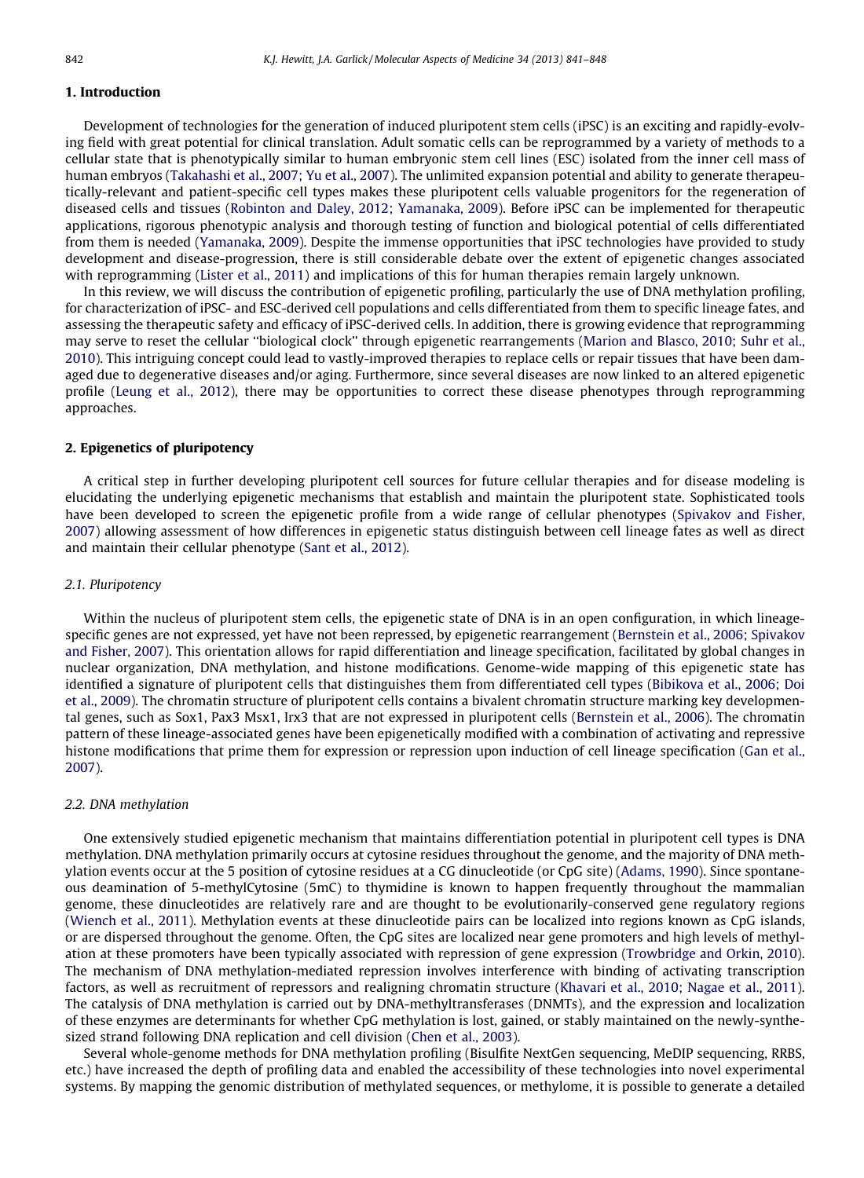## 1. Introduction

Development of technologies for the generation of induced pluripotent stem cells (iPSC) is an exciting and rapidly-evolving field with great potential for clinical translation. Adult somatic cells can be reprogrammed by a variety of methods to a cellular state that is phenotypically similar to human embryonic stem cell lines (ESC) isolated from the inner cell mass of human embryos (Takahashi et al., 2007; Yu et al., 2007). The unlimited expansion potential and ability to generate therapeutically-relevant and patient-specific cell types makes these pluripotent cells valuable progenitors for the regeneration of diseased cells and tissues (Robinton and Daley, 2012; Yamanaka, 2009). Before iPSC can be implemented for therapeutic applications, rigorous phenotypic analysis and thorough testing of function and biological potential of cells differentiated from them is needed (Yamanaka, 2009). Despite the immense opportunities that iPSC technologies have provided to study development and disease-progression, there is still considerable debate over the extent of epigenetic changes associated with reprogramming (Lister et al., 2011) and implications of this for human therapies remain largely unknown.

In this review, we will discuss the contribution of epigenetic profiling, particularly the use of DNA methylation profiling, for characterization of iPSC- and ESC-derived cell populations and cells differentiated from them to specific lineage fates, and assessing the therapeutic safety and efficacy of iPSC-derived cells. In addition, there is growing evidence that reprogramming may serve to reset the cellular "biological clock" through epigenetic rearrangements (Marion and Blasco, 2010; Suhr et al., 2010). This intriguing concept could lead to vastly-improved therapies to replace cells or repair tissues that have been damaged due to degenerative diseases and/or aging. Furthermore, since several diseases are now linked to an altered epigenetic profile (Leung et al., 2012), there may be opportunities to correct these disease phenotypes through reprogramming approaches.

## 2. Epigenetics of pluripotency

A critical step in further developing pluripotent cell sources for future cellular therapies and for disease modeling is elucidating the underlying epigenetic mechanisms that establish and maintain the pluripotent state. Sophisticated tools have been developed to screen the epigenetic profile from a wide range of cellular phenotypes (Spivakov and Fisher, 2007) allowing assessment of how differences in epigenetic status distinguish between cell lineage fates as well as direct and maintain their cellular phenotype (Sant et al., 2012).

### 2.1. Pluripotency

Within the nucleus of pluripotent stem cells, the epigenetic state of DNA is in an open configuration, in which lineage-specific genes are not expressed, yet have not been repressed, by epigenetic rearrangement (Bernstein et al., 2006; Spivakov and Fisher, 2007). This orientation allows for rapid differentiation and lineage specification, facilitated by global changes in nuclear organization, DNA methylation, and histone modifications. Genome-wide mapping of this epigenetic state has identified a signature of pluripotent cells that distinguishes them from differentiated cell types (Bibikova et al., 2006; Doi et al., 2009). The chromatin structure of pluripotent cells contains a bivalent chromatin structure marking key developmental genes, such as Sox1, Pax3 Msx1, Irx3 that are not expressed in pluripotent cells (Bernstein et al., 2006). The chromatin pattern of these lineage-associated genes have been epigenetically modified with a combination of activating and repressive histone modifications that prime them for expression or repression upon induction of cell lineage specification (Gan et al., 2007).

### 2.2. DNA methylation

One extensively studied epigenetic mechanism that maintains differentiation potential in pluripotent cell types is DNA methylation. DNA methylation primarily occurs at cytosine residues throughout the genome, and the majority of DNA methylation events occur at the 5 position of cytosine residues at a CG dinucleotide (or CpG site) (Adams, 1990). Since spontaneous deamination of 5-methylCytosine (5mC) to thymidine is known to happen frequently throughout the mammalian genome, these dinucleotides are relatively rare and are thought to be evolutionarily-conserved gene regulatory regions (Wiench et al., 2011). Methylation events at these dinucleotide pairs can be localized into regions known as CpG islands, or are dispersed throughout the genome. Often, the CpG sites are localized near gene promoters and high levels of methylation at these promoters have been typically associated with repression of gene expression (Trowbridge and Orkin, 2010). The mechanism of DNA methylation-mediated repression involves interference with binding of activating transcription factors, as well as recruitment of repressors and realigning chromatin structure (Khavari et al., 2010; Nagae et al., 2011). The catalysis of DNA methylation is carried out by DNA-methyltransferases (DNMTs), and the expression and localization of these enzymes are determinants for whether CpG methylation is lost, gained, or stably maintained on the newly-synthesized strand following DNA replication and cell division (Chen et al., 2003).

Several whole-genome methods for DNA methylation profiling (Bisulfite NextGen sequencing, MeDIP sequencing, RRBS, etc.) have increased the depth of profiling data and enabled the accessibility of these technologies into novel experimental systems. By mapping the genomic distribution of methylated sequences, or methylome, it is possible to generate a detailed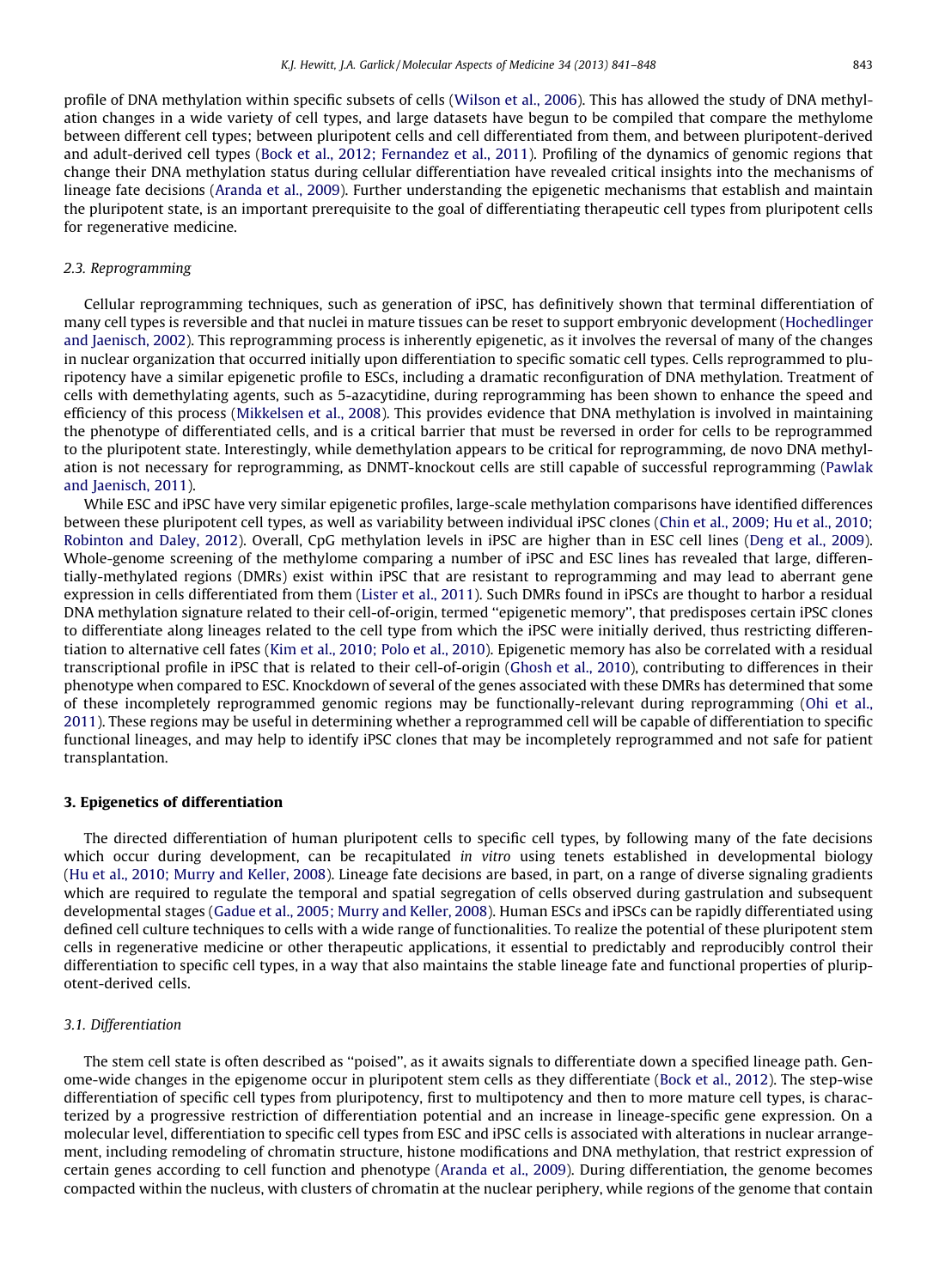profile of DNA methylation within specific subsets of cells (Wilson et al., 2006). This has allowed the study of DNA methylation changes in a wide variety of cell types, and large datasets have begun to be compiled that compare the methylome between different cell types; between pluripotent cells and cell differentiated from them, and between pluripotent-derived and adult-derived cell types (Bock et al., 2012; Fernandez et al., 2011). Profiling of the dynamics of genomic regions that change their DNA methylation status during cellular differentiation have revealed critical insights into the mechanisms of lineage fate decisions (Aranda et al., 2009). Further understanding the epigenetic mechanisms that establish and maintain the pluripotent state, is an important prerequisite to the goal of differentiating therapeutic cell types from pluripotent cells for regenerative medicine.

### 2.3. Reprogramming

Cellular reprogramming techniques, such as generation of iPSC, has definitively shown that terminal differentiation of many cell types is reversible and that nuclei in mature tissues can be reset to support embryonic development (Hochedlinger and Jaenisch, 2002). This reprogramming process is inherently epigenetic, as it involves the reversal of many of the changes in nuclear organization that occurred initially upon differentiation to specific somatic cell types. Cells reprogrammed to pluripotency have a similar epigenetic profile to ESCs, including a dramatic reconfiguration of DNA methylation. Treatment of cells with demethylating agents, such as 5-azacytidine, during reprogramming has been shown to enhance the speed and efficiency of this process (Mikkelsen et al., 2008). This provides evidence that DNA methylation is involved in maintaining the phenotype of differentiated cells, and is a critical barrier that must be reversed in order for cells to be reprogrammed to the pluripotent state. Interestingly, while demethylation appears to be critical for reprogramming, de novo DNA methylation is not necessary for reprogramming, as DNMT-knockout cells are still capable of successful reprogramming (Pawlak and Jaenisch, 2011).

While ESC and iPSC have very similar epigenetic profiles, large-scale methylation comparisons have identified differences between these pluripotent cell types, as well as variability between individual iPSC clones (Chin et al., 2009; Hu et al., 2010; Robinton and Daley, 2012). Overall, CpG methylation levels in iPSC are higher than in ESC cell lines (Deng et al., 2009). Whole-genome screening of the methylome comparing a number of iPSC and ESC lines has revealed that large, differentially-methylated regions (DMRs) exist within iPSC that are resistant to reprogramming and may lead to aberrant gene expression in cells differentiated from them (Lister et al., 2011). Such DMRs found in iPSCs are thought to harbor a residual DNA methylation signature related to their cell-of-origin, termed "epigenetic memory", that predisposes certain iPSC clones to differentiate along lineages related to the cell type from which the iPSC were initially derived, thus restricting differentiation to alternative cell fates (Kim et al., 2010; Polo et al., 2010). Epigenetic memory has also be correlated with a residual transcriptional profile in iPSC that is related to their cell-of-origin (Ghosh et al., 2010), contributing to differences in their phenotype when compared to ESC. Knockdown of several of the genes associated with these DMRs has determined that some of these incompletely reprogrammed genomic regions may be functionally-relevant during reprogramming (Ohi et al., 2011). These regions may be useful in determining whether a reprogrammed cell will be capable of differentiation to specific functional lineages, and may help to identify iPSC clones that may be incompletely reprogrammed and not safe for patient transplantation.

## 3. Epigenetics of differentiation

The directed differentiation of human pluripotent cells to specific cell types, by following many of the fate decisions which occur during development, can be recapitulated *in vitro* using tenets established in developmental biology (Hu et al., 2010; Murry and Keller, 2008). Lineage fate decisions are based, in part, on a range of diverse signaling gradients which are required to regulate the temporal and spatial segregation of cells observed during gastrulation and subsequent developmental stages (Gadue et al., 2005; Murry and Keller, 2008). Human ESCs and iPSCs can be rapidly differentiated using defined cell culture techniques to cells with a wide range of functionalities. To realize the potential of these pluripotent stem cells in regenerative medicine or other therapeutic applications, it essential to predictably and reproducibly control their differentiation to specific cell types, in a way that also maintains the stable lineage fate and functional properties of pluripotent-derived cells.

### 3.1. Differentiation

The stem cell state is often described as "poised", as it awaits signals to differentiate down a specified lineage path. Genome-wide changes in the epigenome occur in pluripotent stem cells as they differentiate (Bock et al., 2012). The step-wise differentiation of specific cell types from pluripotency, first to multipotency and then to more mature cell types, is characterized by a progressive restriction of differentiation potential and an increase in lineage-specific gene expression. On a molecular level, differentiation to specific cell types from ESC and iPSC cells is associated with alterations in nuclear arrangement, including remodeling of chromatin structure, histone modifications and DNA methylation, that restrict expression of certain genes according to cell function and phenotype (Aranda et al., 2009). During differentiation, the genome becomes compacted within the nucleus, with clusters of chromatin at the nuclear periphery, while regions of the genome that contain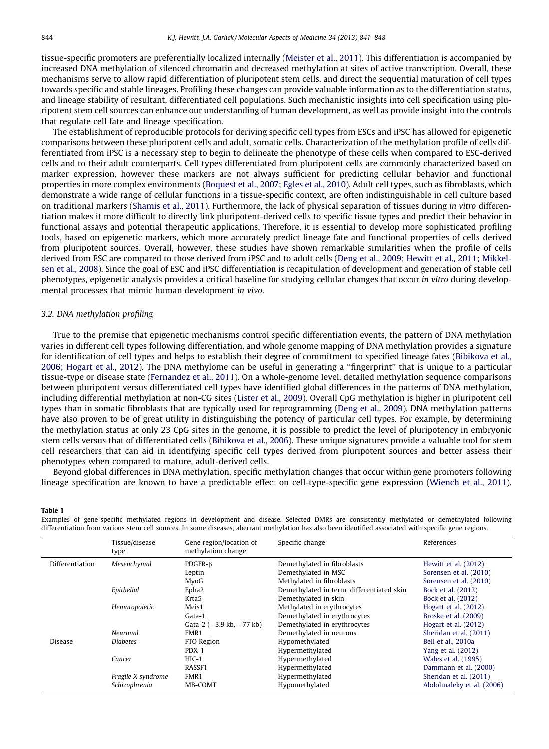tissue-specific promoters are preferentially localized internally (Meister et al., 2011). This differentiation is accompanied by increased DNA methylation of silenced chromatin and decreased methylation at sites of active transcription. Overall, these mechanisms serve to allow rapid differentiation of pluripotent stem cells, and direct the sequential maturation of cell types towards specific and stable lineages. Profiling these changes can provide valuable information as to the differentiation status, and lineage stability of resultant, differentiated cell populations. Such mechanistic insights into cell specification using pluripotent stem cell sources can enhance our understanding of human development, as well as provide insight into the controls that regulate cell fate and lineage specification.

The establishment of reproducible protocols for deriving specific cell types from ESCs and iPSC has allowed for epigenetic comparisons between these pluripotent cells and adult, somatic cells. Characterization of the methylation profile of cells differentiated from iPSC is a necessary step to begin to delineate the phenotype of these cells when compared to ESC-derived cells and to their adult counterparts. Cell types differentiated from pluripotent cells are commonly characterized based on marker expression, however these markers are not always sufficient for predicting cellular behavior and functional properties in more complex environments (Boquest et al., 2007; Egles et al., 2010). Adult cell types, such as fibroblasts, which demonstrate a wide range of cellular functions in a tissue-specific context, are often indistinguishable in cell culture based on traditional markers (Shamis et al., 2011). Furthermore, the lack of physical separation of tissues during *in vitro* differentiation makes it more difficult to directly link pluripotent-derived cells to specific tissue types and predict their behavior in functional assays and potential therapeutic applications. Therefore, it is essential to develop more sophisticated profiling tools, based on epigenetic markers, which more accurately predict lineage fate and functional properties of cells derived from pluripotent sources. Overall, however, these studies have shown remarkable similarities when the profile of cells derived from ESC are compared to those derived from iPSC and to adult cells (Deng et al., 2009; Hewitt et al., 2011; Mikkelsen et al., 2008). Since the goal of ESC and iPSC differentiation is recapitulation of development and generation of stable cell phenotypes, epigenetic analysis provides a critical baseline for studying cellular changes that occur *in vitro* during developmental processes that mimic human development *in vivo*.

### 3.2. DNA methylation profiling

True to the premise that epigenetic mechanisms control specific differentiation events, the pattern of DNA methylation varies in different cell types following differentiation, and whole genome mapping of DNA methylation provides a signature for identification of cell types and helps to establish their degree of commitment to specified lineage fates (Bibikova et al., 2006; Hogart et al., 2012). The DNA methylome can be useful in generating a "fingerprint" that is unique to a particular tissue-type or disease state (Fernandez et al., 2011). On a whole-genome level, detailed methylation sequence comparisons between pluripotent versus differentiated cell types have identified global differences in the patterns of DNA methylation, including differential methylation at non-CG sites (Lister et al., 2009). Overall CpG methylation is higher in pluripotent cell types than in somatic fibroblasts that are typically used for reprogramming (Deng et al., 2009). DNA methylation patterns have also proven to be of great utility in distinguishing the potency of particular cell types. For example, by determining the methylation status at only 23 CpG sites in the genome, it is possible to predict the level of pluripotency in embryonic stem cells versus that of differentiated cells (Bibikova et al., 2006). These unique signatures provide a valuable tool for stem cell researchers that can aid in identifying specific cell types derived from pluripotent sources and better assess their phenotypes when compared to mature, adult-derived cells.

Beyond global differences in DNA methylation, specific methylation changes that occur within gene promoters following lineage specification are known to have a predictable effect on cell-type-specific gene expression (Wiench et al., 2011).

**Table 1**
Examples of gene-specific methylated regions in development and disease. Selected DMRs are consistently methylated or demethylated following differentiation from various stem cell sources. In some diseases, aberrant methylation has also been identified associated with specific gene regions.

| | Tissue/disease type | Gene region/location of methylation change | Specific change | References |
|---|---|---|---|---|
| Differentiation | *Mesenchymal* | PDGFR-β | Demethylated in fibroblasts | Hewitt et al. (2012) |
| | | Leptin | Demethylated in MSC | Sorensen et al. (2010) |
| | | MyoG | Methylated in fibroblasts | Sorensen et al. (2010) |
| | *Epithelial* | Epha2 | Demethylated in term. differentiated skin | Bock et al. (2012) |
| | | Krta5 | Demethylated in skin | Bock et al. (2012) |
| | *Hematopoietic* | Meis1 | Methylated in erythrocytes | Hogart et al. (2012) |
| | | Gata-1 | Demethylated in erythrocytes | Broske et al. (2009) |
| | | Gata-2 (−3.9 kb, −77 kb) | Demethylated in erythrocytes | Hogart et al. (2012) |
| | *Neuronal* | FMR1 | Demethylated in neurons | Sheridan et al. (2011) |
| Disease | *Diabetes* | FTO Region | Hypomethylated | Bell et al., 2010a |
| | | PDX-1 | Hypermethylated | Yang et al. (2012) |
| | *Cancer* | HIC-1 | Hypermethylated | Wales et al. (1995) |
| | | RASSF1 | Hypermethylated | Dammann et al. (2000) |
| | *Fragile X syndrome* | FMR1 | Hypermethylated | Sheridan et al. (2011) |
| | *Schizophrenia* | MB-COMT | Hypomethylated | Abdolmaleky et al. (2006) |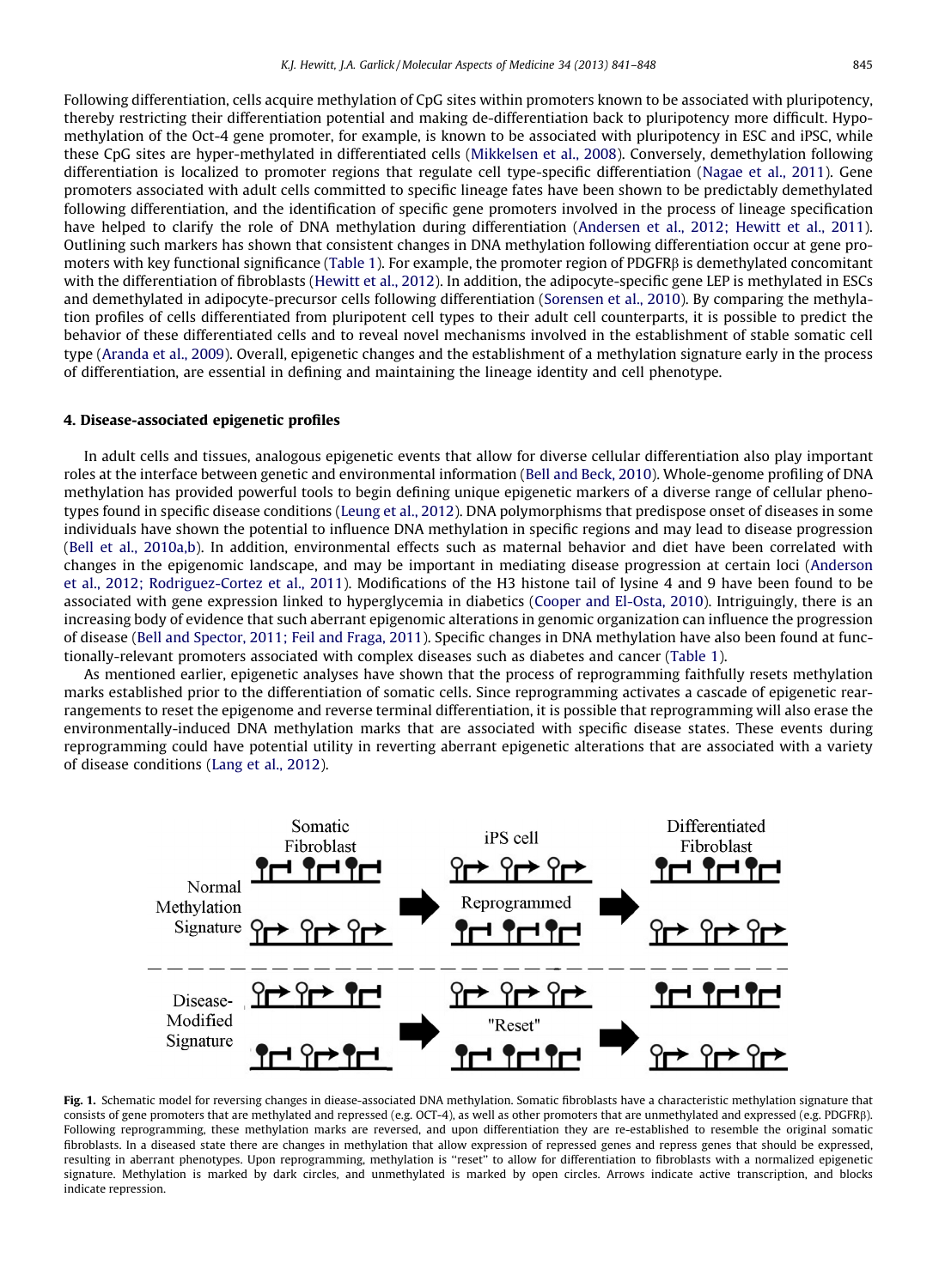Following differentiation, cells acquire methylation of CpG sites within promoters known to be associated with pluripotency, thereby restricting their differentiation potential and making de-differentiation back to pluripotency more difficult. Hypomethylation of the Oct-4 gene promoter, for example, is known to be associated with pluripotency in ESC and iPSC, while these CpG sites are hyper-methylated in differentiated cells (Mikkelsen et al., 2008). Conversely, demethylation following differentiation is localized to promoter regions that regulate cell type-specific differentiation (Nagae et al., 2011). Gene promoters associated with adult cells committed to specific lineage fates have been shown to be predictably demethylated following differentiation, and the identification of specific gene promoters involved in the process of lineage specification have helped to clarify the role of DNA methylation during differentiation (Andersen et al., 2012; Hewitt et al., 2011). Outlining such markers has shown that consistent changes in DNA methylation following differentiation occur at gene promoters with key functional significance (Table 1). For example, the promoter region of PDGFRβ is demethylated concomitant with the differentiation of fibroblasts (Hewitt et al., 2012). In addition, the adipocyte-specific gene LEP is methylated in ESCs and demethylated in adipocyte-precursor cells following differentiation (Sorensen et al., 2010). By comparing the methylation profiles of cells differentiated from pluripotent cell types to their adult cell counterparts, it is possible to predict the behavior of these differentiated cells and to reveal novel mechanisms involved in the establishment of stable somatic cell type (Aranda et al., 2009). Overall, epigenetic changes and the establishment of a methylation signature early in the process of differentiation, are essential in defining and maintaining the lineage identity and cell phenotype.

## 4. Disease-associated epigenetic profiles

In adult cells and tissues, analogous epigenetic events that allow for diverse cellular differentiation also play important roles at the interface between genetic and environmental information (Bell and Beck, 2010). Whole-genome profiling of DNA methylation has provided powerful tools to begin defining unique epigenetic markers of a diverse range of cellular phenotypes found in specific disease conditions (Leung et al., 2012). DNA polymorphisms that predispose onset of diseases in some individuals have shown the potential to influence DNA methylation in specific regions and may lead to disease progression (Bell et al., 2010a,b). In addition, environmental effects such as maternal behavior and diet have been correlated with changes in the epigenomic landscape, and may be important in mediating disease progression at certain loci (Anderson et al., 2012; Rodriguez-Cortez et al., 2011). Modifications of the H3 histone tail of lysine 4 and 9 have been found to be associated with gene expression linked to hyperglycemia in diabetics (Cooper and El-Osta, 2010). Intriguingly, there is an increasing body of evidence that such aberrant epigenomic alterations in genomic organization can influence the progression of disease (Bell and Spector, 2011; Feil and Fraga, 2011). Specific changes in DNA methylation have also been found at functionally-relevant promoters associated with complex diseases such as diabetes and cancer (Table 1).

As mentioned earlier, epigenetic analyses have shown that the process of reprogramming faithfully resets methylation marks established prior to the differentiation of somatic cells. Since reprogramming activates a cascade of epigenetic rearrangements to reset the epigenome and reverse terminal differentiation, it is possible that reprogramming will also erase the environmentally-induced DNA methylation marks that are associated with specific disease states. These events during reprogramming could have potential utility in reverting aberrant epigenetic alterations that are associated with a variety of disease conditions (Lang et al., 2012).

**Fig. 1.** Schematic model for reversing changes in diease-associated DNA methylation. Somatic fibroblasts have a characteristic methylation signature that consists of gene promoters that are methylated and repressed (e.g. OCT-4), as well as other promoters that are unmethylated and expressed (e.g. PDGFRβ). Following reprogramming, these methylation marks are reversed, and upon differentiation they are re-established to resemble the original somatic fibroblasts. In a diseased state there are changes in methylation that allow expression of repressed genes and repress genes that should be expressed, resulting in aberrant phenotypes. Upon reprogramming, methylation is "reset" to allow for differentiation to fibroblasts with a normalized epigenetic signature. Methylation is marked by dark circles, and unmethylated is marked by open circles. Arrows indicate active transcription, and blocks indicate repression.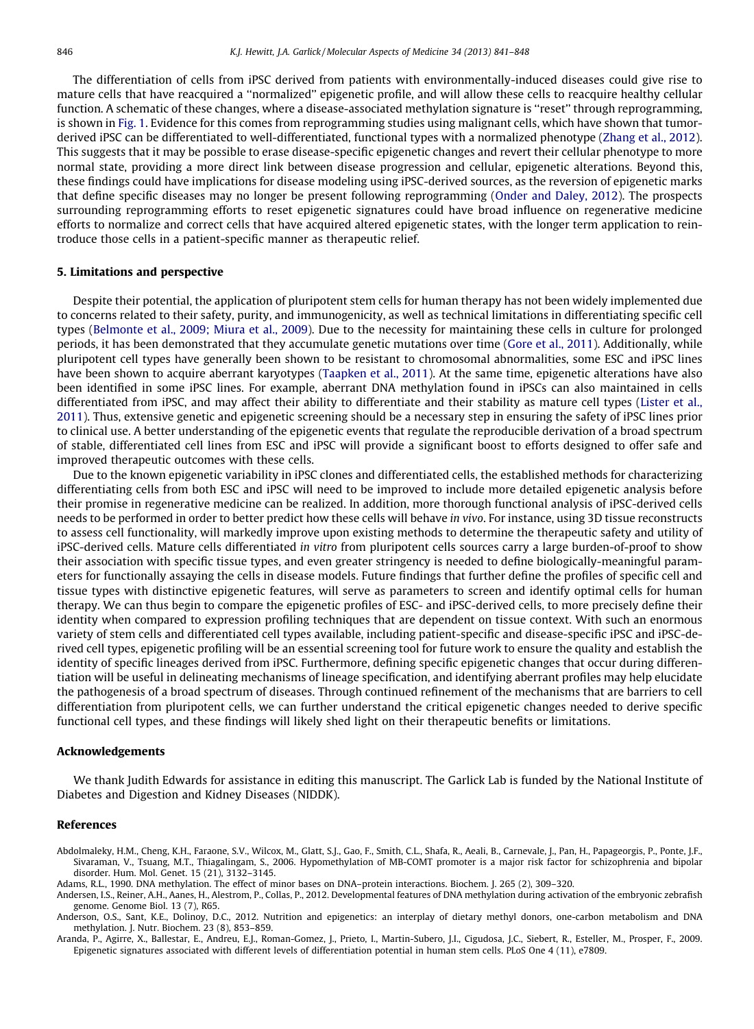The differentiation of cells from iPSC derived from patients with environmentally-induced diseases could give rise to mature cells that have reacquired a ''normalized'' epigenetic profile, and will allow these cells to reacquire healthy cellular function. A schematic of these changes, where a disease-associated methylation signature is ''reset'' through reprogramming, is shown in Fig. 1. Evidence for this comes from reprogramming studies using malignant cells, which have shown that tumor-derived iPSC can be differentiated to well-differentiated, functional types with a normalized phenotype (Zhang et al., 2012). This suggests that it may be possible to erase disease-specific epigenetic changes and revert their cellular phenotype to more normal state, providing a more direct link between disease progression and cellular, epigenetic alterations. Beyond this, these findings could have implications for disease modeling using iPSC-derived sources, as the reversion of epigenetic marks that define specific diseases may no longer be present following reprogramming (Onder and Daley, 2012). The prospects surrounding reprogramming efforts to reset epigenetic signatures could have broad influence on regenerative medicine efforts to normalize and correct cells that have acquired altered epigenetic states, with the longer term application to reintroduce those cells in a patient-specific manner as therapeutic relief.

## 5. Limitations and perspective

Despite their potential, the application of pluripotent stem cells for human therapy has not been widely implemented due to concerns related to their safety, purity, and immunogenicity, as well as technical limitations in differentiating specific cell types (Belmonte et al., 2009; Miura et al., 2009). Due to the necessity for maintaining these cells in culture for prolonged periods, it has been demonstrated that they accumulate genetic mutations over time (Gore et al., 2011). Additionally, while pluripotent cell types have generally been shown to be resistant to chromosomal abnormalities, some ESC and iPSC lines have been shown to acquire aberrant karyotypes (Taapken et al., 2011). At the same time, epigenetic alterations have also been identified in some iPSC lines. For example, aberrant DNA methylation found in iPSCs can also maintained in cells differentiated from iPSC, and may affect their ability to differentiate and their stability as mature cell types (Lister et al., 2011). Thus, extensive genetic and epigenetic screening should be a necessary step in ensuring the safety of iPSC lines prior to clinical use. A better understanding of the epigenetic events that regulate the reproducible derivation of a broad spectrum of stable, differentiated cell lines from ESC and iPSC will provide a significant boost to efforts designed to offer safe and improved therapeutic outcomes with these cells.

Due to the known epigenetic variability in iPSC clones and differentiated cells, the established methods for characterizing differentiating cells from both ESC and iPSC will need to be improved to include more detailed epigenetic analysis before their promise in regenerative medicine can be realized. In addition, more thorough functional analysis of iPSC-derived cells needs to be performed in order to better predict how these cells will behave *in vivo*. For instance, using 3D tissue reconstructs to assess cell functionality, will markedly improve upon existing methods to determine the therapeutic safety and utility of iPSC-derived cells. Mature cells differentiated *in vitro* from pluripotent cells sources carry a large burden-of-proof to show their association with specific tissue types, and even greater stringency is needed to define biologically-meaningful parameters for functionally assaying the cells in disease models. Future findings that further define the profiles of specific cell and tissue types with distinctive epigenetic features, will serve as parameters to screen and identify optimal cells for human therapy. We can thus begin to compare the epigenetic profiles of ESC- and iPSC-derived cells, to more precisely define their identity when compared to expression profiling techniques that are dependent on tissue context. With such an enormous variety of stem cells and differentiated cell types available, including patient-specific and disease-specific iPSC and iPSC-derived cell types, epigenetic profiling will be an essential screening tool for future work to ensure the quality and establish the identity of specific lineages derived from iPSC. Furthermore, defining specific epigenetic changes that occur during differentiation will be useful in delineating mechanisms of lineage specification, and identifying aberrant profiles may help elucidate the pathogenesis of a broad spectrum of diseases. Through continued refinement of the mechanisms that are barriers to cell differentiation from pluripotent cells, we can further understand the critical epigenetic changes needed to derive specific functional cell types, and these findings will likely shed light on their therapeutic benefits or limitations.

## Acknowledgements

We thank Judith Edwards for assistance in editing this manuscript. The Garlick Lab is funded by the National Institute of Diabetes and Digestion and Kidney Diseases (NIDDK).

## References

Abdolmaleky, H.M., Cheng, K.H., Faraone, S.V., Wilcox, M., Glatt, S.J., Gao, F., Smith, C.L., Shafa, R., Aeali, B., Carnevale, J., Pan, H., Papageorgis, P., Ponte, J.F., Sivaraman, V., Tsuang, M.T., Thiagalingam, S., 2006. Hypomethylation of MB-COMT promoter is a major risk factor for schizophrenia and bipolar disorder. Hum. Mol. Genet. 15 (21), 3132–3145.

Adams, R.L., 1990. DNA methylation. The effect of minor bases on DNA–protein interactions. Biochem. J. 265 (2), 309–320.

Andersen, I.S., Reiner, A.H., Aanes, H., Alestrom, P., Collas, P., 2012. Developmental features of DNA methylation during activation of the embryonic zebrafish genome. Genome Biol. 13 (7), R65.

Anderson, O.S., Sant, K.E., Dolinoy, D.C., 2012. Nutrition and epigenetics: an interplay of dietary methyl donors, one-carbon metabolism and DNA methylation. J. Nutr. Biochem. 23 (8), 853–859.

Aranda, P., Agirre, X., Ballestar, E., Andreu, E.J., Roman-Gomez, J., Prieto, I., Martin-Subero, J.I., Cigudosa, J.C., Siebert, R., Esteller, M., Prosper, F., 2009. Epigenetic signatures associated with different levels of differentiation potential in human stem cells. PLoS One 4 (11), e7809.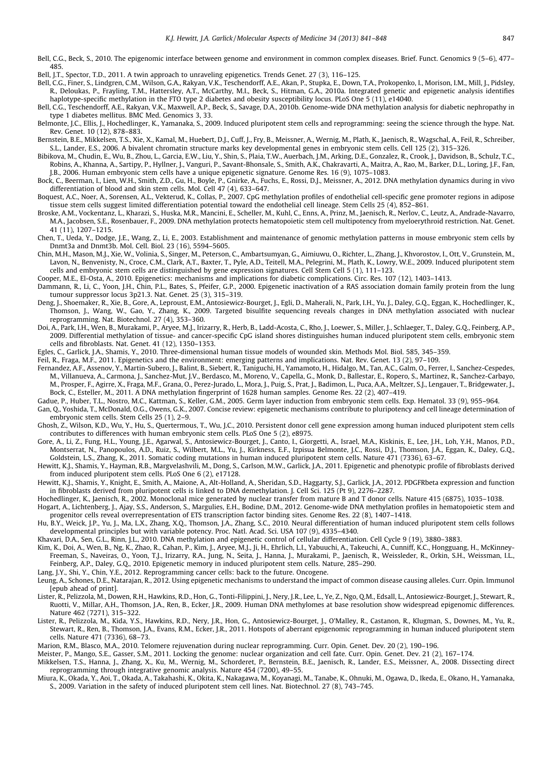Bell, C.G., Beck, S., 2010. The epigenomic interface between genome and environment in common complex diseases. Brief. Funct. Genomics 9 (5–6), 477–485.

Bell, J.T., Spector, T.D., 2011. A twin approach to unraveling epigenetics. Trends Genet. 27 (3), 116–125.

Bell, C.G., Finer, S., Lindgren, C.M., Wilson, G.A., Rakyan, V.K., Teschendorff, A.E., Akan, P., Stupka, E., Down, T.A., Prokopenko, I., Morison, I.M., Mill, J., Pidsley, R., Deloukas, P., Frayling, T.M., Hattersley, A.T., McCarthy, M.I., Beck, S., Hitman, G.A., 2010a. Integrated genetic and epigenetic analysis identifies haplotype-specific methylation in the FTO type 2 diabetes and obesity susceptibility locus. PLoS One 5 (11), e14040.

Bell, C.G., Teschendorff, A.E., Rakyan, V.K., Maxwell, A.P., Beck, S., Savage, D.A., 2010b. Genome-wide DNA methylation analysis for diabetic nephropathy in type 1 diabetes mellitus. BMC Med. Genomics 3, 33.

Belmonte, J.C., Ellis, J., Hochedlinger, K., Yamanaka, S., 2009. Induced pluripotent stem cells and reprogramming: seeing the science through the hype. Nat. Rev. Genet. 10 (12), 878–883.

Bernstein, B.E., Mikkelsen, T.S., Xie, X., Kamal, M., Huebert, D.J., Cuff, J., Fry, B., Meissner, A., Wernig, M., Plath, K., Jaenisch, R., Wagschal, A., Feil, R., Schreiber, S.L., Lander, E.S., 2006. A bivalent chromatin structure marks key developmental genes in embryonic stem cells. Cell 125 (2), 315–326.

Bibikova, M., Chudin, E., Wu, B., Zhou, L., Garcia, E.W., Liu, Y., Shin, S., Plaia, T.W., Auerbach, J.M., Arking, D.E., Gonzalez, R., Crook, J., Davidson, B., Schulz, T.C., Robins, A., Khanna, A., Sartipy, P., Hyllner, J., Vanguri, P., Savant-Bhonsale, S., Smith, A.K., Chakravarti, A., Maitra, A., Rao, M., Barker, D.L., Loring, J.F., Fan, J.B., 2006. Human embryonic stem cells have a unique epigenetic signature. Genome Res. 16 (9), 1075–1083.

Bock, C., Beerman, I., Lien, W.H., Smith, Z.D., Gu, H., Boyle, P., Gnirke, A., Fuchs, E., Rossi, D.J., Meissner, A., 2012. DNA methylation dynamics during in vivo differentiation of blood and skin stem cells. Mol. Cell 47 (4), 633–647.

Boquest, A.C., Noer, A., Sorensen, A.L., Vekterud, K., Collas, P., 2007. CpG methylation profiles of endothelial cell-specific gene promoter regions in adipose tissue stem cells suggest limited differentiation potential toward the endothelial cell lineage. Stem Cells 25 (4), 852–861.

Broske, A.M., Vockentanz, L., Kharazi, S., Huska, M.R., Mancini, E., Scheller, M., Kuhl, C., Enns, A., Prinz, M., Jaenisch, R., Nerlov, C., Leutz, A., Andrade-Navarro, M.A., Jacobsen, S.E., Rosenbauer, F., 2009. DNA methylation protects hematopoietic stem cell multipotency from myeloerythroid restriction. Nat. Genet. 41 (11), 1207–1215.

Chen, T., Ueda, Y., Dodge, J.E., Wang, Z., Li, E., 2003. Establishment and maintenance of genomic methylation patterns in mouse embryonic stem cells by Dnmt3a and Dnmt3b. Mol. Cell. Biol. 23 (16), 5594–5605.

Chin, M.H., Mason, M.J., Xie, W., Volinia, S., Singer, M., Peterson, C., Ambartsumyan, G., Aimiuwu, O., Richter, L., Zhang, J., Khvorostov, I., Ott, V., Grunstein, M., Lavon, N., Benvenisty, N., Croce, C.M., Clark, A.T., Baxter, T., Pyle, A.D., Teitell, M.A., Pelegrini, M., Plath, K., Lowry, W.E., 2009. Induced pluripotent stem cells and embryonic stem cells are distinguished by gene expression signatures. Cell Stem Cell 5 (1), 111–123.

Cooper, M.E., El-Osta, A., 2010. Epigenetics: mechanisms and implications for diabetic complications. Circ. Res. 107 (12), 1403–1413.

Dammann, R., Li, C., Yoon, J.H., Chin, P.L., Bates, S., Pfeifer, G.P., 2000. Epigenetic inactivation of a RAS association domain family protein from the lung tumour suppressor locus 3p21.3. Nat. Genet. 25 (3), 315–319.

Deng, J., Shoemaker, R., Xie, B., Gore, A., Leproust, E.M., Antosiewicz-Bourget, J., Egli, D., Maherali, N., Park, I.H., Yu, J., Daley, G.Q., Eggan, K., Hochedlinger, K., Thomson, J., Wang, W., Gao, Y., Zhang, K., 2009. Targeted bisulfite sequencing reveals changes in DNA methylation associated with nuclear reprogramming. Nat. Biotechnol. 27 (4), 353–360.

Doi, A., Park, I.H., Wen, B., Murakami, P., Aryee, M.J., Irizarry, R., Herb, B., Ladd-Acosta, C., Rho, J., Loewer, S., Miller, J., Schlaeger, T., Daley, G.Q., Feinberg, A.P., 2009. Differential methylation of tissue- and cancer-specific CpG island shores distinguishes human induced pluripotent stem cells, embryonic stem cells and fibroblasts. Nat. Genet. 41 (12), 1350–1353.

Egles, C., Garlick, J.A., Shamis, Y., 2010. Three-dimensional human tissue models of wounded skin. Methods Mol. Biol. 585, 345–359.

Feil, R., Fraga, M.F., 2011. Epigenetics and the environment: emerging patterns and implications. Nat. Rev. Genet. 13 (2), 97–109.

Fernandez, A.F., Assenov, Y., Martin-Subero, J., Balint, B., Siebert, R., Taniguchi, H., Yamamoto, H., Hidalgo, M., Tan, A.C., Galm, O., Ferrer, I., Sanchez-Cespedes, M., Villanueva, A., Carmona, J., Sanchez-Mut, J.V., Berdasco, M., Moreno, V., Capella, G., Monk, D., Ballestar, E., Ropero, S., Martinez, R., Sanchez-Carbayo, M., Prosper, F., Agirre, X., Fraga, M.F., Grana, O., Perez-Jurado, L., Mora, J., Puig, S., Prat, J., Badimon, L., Puca, A.A., Meltzer, S.J., Lengauer, T., Bridgewater, J., Bock, C., Esteller, M., 2011. A DNA methylation fingerprint of 1628 human samples. Genome Res. 22 (2), 407–419.

Gadue, P., Huber, T.L., Nostro, M.C., Kattman, S., Keller, G.M., 2005. Germ layer induction from embryonic stem cells. Exp. Hematol. 33 (9), 955–964.

Gan, Q., Yoshida, T., McDonald, O.G., Owens, G.K., 2007. Concise review: epigenetic mechanisms contribute to pluripotency and cell lineage determination of embryonic stem cells. Stem Cells 25 (1), 2–9.

Ghosh, Z., Wilson, K.D., Wu, Y., Hu, S., Quertermous, T., Wu, J.C., 2010. Persistent donor cell gene expression among human induced pluripotent stem cells contributes to differences with human embryonic stem cells. PLoS One 5 (2), e8975.

Gore, A., Li, Z., Fung, H.L., Young, J.E., Agarwal, S., Antosiewicz-Bourget, J., Canto, I., Giorgetti, A., Israel, M.A., Kiskinis, E., Lee, J.H., Loh, Y.H., Manos, P.D., Montserrat, N., Panopoulos, A.D., Ruiz, S., Wilbert, M.L., Yu, J., Kirkness, E.F., Izpisua Belmonte, J.C., Rossi, D.J., Thomson, J.A., Eggan, K., Daley, G.Q., Goldstein, L.S., Zhang, K., 2011. Somatic coding mutations in human induced pluripotent stem cells. Nature 471 (7336), 63–67.

Hewitt, K.J., Shamis, Y., Hayman, R.B., Margvelashvili, M., Dong, S., Carlson, M.W., Garlick, J.A., 2011. Epigenetic and phenotypic profile of fibroblasts derived from induced pluripotent stem cells. PLoS One 6 (2), e17128.

Hewitt, K.J., Shamis, Y., Knight, E., Smith, A., Maione, A., Alt-Holland, A., Sheridan, S.D., Haggarty, S.J., Garlick, J.A., 2012. PDGFRbeta expression and function in fibroblasts derived from pluripotent cells is linked to DNA demethylation. J. Cell Sci. 125 (Pt 9), 2276–2287.

Hochedlinger, K., Jaenisch, R., 2002. Monoclonal mice generated by nuclear transfer from mature B and T donor cells. Nature 415 (6875), 1035–1038.

Hogart, A., Lichtenberg, J., Ajay, S.S., Anderson, S., Margulies, E.H., Bodine, D.M., 2012. Genome-wide DNA methylation profiles in hematopoietic stem and progenitor cells reveal overrepresentation of ETS transcription factor binding sites. Genome Res. 22 (8), 1407–1418.

Hu, B.Y., Weick, J.P., Yu, J., Ma, L.X., Zhang, X.Q., Thomson, J.A., Zhang, S.C., 2010. Neural differentiation of human induced pluripotent stem cells follows developmental principles but with variable potency. Proc. Natl. Acad. Sci. USA 107 (9), 4335–4340.

Khavari, D.A., Sen, G.L., Rinn, J.L., 2010. DNA methylation and epigenetic control of cellular differentiation. Cell Cycle 9 (19), 3880–3883.

Kim, K., Doi, A., Wen, B., Ng, K., Zhao, R., Cahan, P., Kim, J., Aryee, M.J., Ji, H., Ehrlich, L.I., Yabuuchi, A., Takeuchi, A., Cunniff, K.C., Hongguang, H., McKinney-Freeman, S., Naveiras, O., Yoon, T.J., Irizarry, R.A., Jung, N., Seita, J., Hanna, J., Murakami, P., Jaenisch, R., Weissleder, R., Orkin, S.H., Weissman, I.L., Feinberg, A.P., Daley, G.Q., 2010. Epigenetic memory in induced pluripotent stem cells. Nature, 285–290.

Lang, J.Y., Shi, Y., Chin, Y.E., 2012. Reprogramming cancer cells: back to the future. Oncogene.

Leung, A., Schones, D.E., Natarajan, R., 2012. Using epigenetic mechanisms to understand the impact of common disease causing alleles. Curr. Opin. Immunol [epub ahead of print].

Lister, R., Pelizzola, M., Dowen, R.H., Hawkins, R.D., Hon, G., Tonti-Filippini, J., Nery, J.R., Lee, L., Ye, Z., Ngo, Q.M., Edsall, L., Antosiewicz-Bourget, J., Stewart, R., Ruotti, V., Millar, A.H., Thomson, J.A., Ren, B., Ecker, J.R., 2009. Human DNA methylomes at base resolution show widespread epigenomic differences. Nature 462 (7271), 315–322.

Lister, R., Pelizzola, M., Kida, Y.S., Hawkins, R.D., Nery, J.R., Hon, G., Antosiewicz-Bourget, J., O'Malley, R., Castanon, R., Klugman, S., Downes, M., Yu, R., Stewart, R., Ren, B., Thomson, J.A., Evans, R.M., Ecker, J.R., 2011. Hotspots of aberrant epigenomic reprogramming in human induced pluripotent stem cells. Nature 471 (7336), 68–73.

Marion, R.M., Blasco, M.A., 2010. Telomere rejuvenation during nuclear reprogramming. Curr. Opin. Genet. Dev. 20 (2), 190–196.

Meister, P., Mango, S.E., Gasser, S.M., 2011. Locking the genome: nuclear organization and cell fate. Curr. Opin. Genet. Dev. 21 (2), 167–174.

Mikkelsen, T.S., Hanna, J., Zhang, X., Ku, M., Wernig, M., Schorderet, P., Bernstein, B.E., Jaenisch, R., Lander, E.S., Meissner, A., 2008. Dissecting direct reprogramming through integrative genomic analysis. Nature 454 (7200), 49–55.

Miura, K., Okada, Y., Aoi, T., Okada, A., Takahashi, K., Okita, K., Nakagawa, M., Koyanagi, M., Tanabe, K., Ohnuki, M., Ogawa, D., Ikeda, E., Okano, H., Yamanaka, S., 2009. Variation in the safety of induced pluripotent stem cell lines. Nat. Biotechnol. 27 (8), 743–745.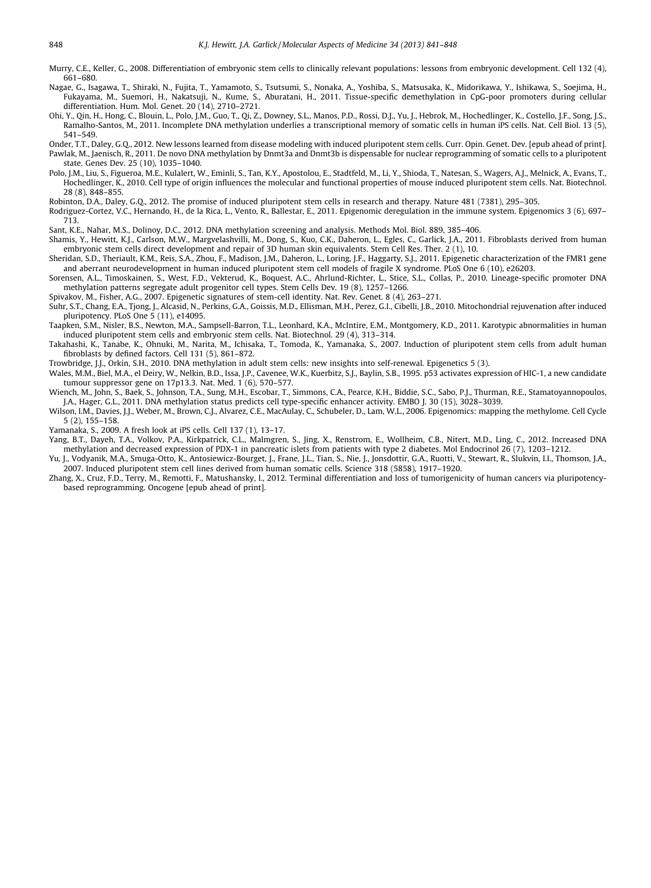Murry, C.E., Keller, G., 2008. Differentiation of embryonic stem cells to clinically relevant populations: lessons from embryonic development. Cell 132 (4), 661–680.

Nagae, G., Isagawa, T., Shiraki, N., Fujita, T., Yamamoto, S., Tsutsumi, S., Nonaka, A., Yoshiba, S., Matsusaka, K., Midorikawa, Y., Ishikawa, S., Soejima, H., Fukayama, M., Suemori, H., Nakatsuji, N., Kume, S., Aburatani, H., 2011. Tissue-specific demethylation in CpG-poor promoters during cellular differentiation. Hum. Mol. Genet. 20 (14), 2710–2721.

Ohi, Y., Qin, H., Hong, C., Blouin, L., Polo, J.M., Guo, T., Qi, Z., Downey, S.L., Manos, P.D., Rossi, D.J., Yu, J., Hebrok, M., Hochedlinger, K., Costello, J.F., Song, J.S., Ramalho-Santos, M., 2011. Incomplete DNA methylation underlies a transcriptional memory of somatic cells in human iPS cells. Nat. Cell Biol. 13 (5), 541–549.

Onder, T.T., Daley, G.Q., 2012. New lessons learned from disease modeling with induced pluripotent stem cells. Curr. Opin. Genet. Dev. [epub ahead of print].

Pawlak, M., Jaenisch, R., 2011. De novo DNA methylation by Dnmt3a and Dnmt3b is dispensable for nuclear reprogramming of somatic cells to a pluripotent state. Genes Dev. 25 (10), 1035–1040.

Polo, J.M., Liu, S., Figueroa, M.E., Kulalert, W., Eminli, S., Tan, K.Y., Apostolou, E., Stadtfeld, M., Li, Y., Shioda, T., Natesan, S., Wagers, A.J., Melnick, A., Evans, T., Hochedlinger, K., 2010. Cell type of origin influences the molecular and functional properties of mouse induced pluripotent stem cells. Nat. Biotechnol. 28 (8), 848–855.

Robinton, D.A., Daley, G.Q., 2012. The promise of induced pluripotent stem cells in research and therapy. Nature 481 (7381), 295–305.

Rodriguez-Cortez, V.C., Hernando, H., de la Rica, L., Vento, R., Ballestar, E., 2011. Epigenomic deregulation in the immune system. Epigenomics 3 (6), 697–713.

Sant, K.E., Nahar, M.S., Dolinoy, D.C., 2012. DNA methylation screening and analysis. Methods Mol. Biol. 889, 385–406.

Shamis, Y., Hewitt, K.J., Carlson, M.W., Margvelashvilli, M., Dong, S., Kuo, C.K., Daheron, L., Egles, C., Garlick, J.A., 2011. Fibroblasts derived from human embryonic stem cells direct development and repair of 3D human skin equivalents. Stem Cell Res. Ther. 2 (1), 10.

Sheridan, S.D., Theriault, K.M., Reis, S.A., Zhou, F., Madison, J.M., Daheron, L., Loring, J.F., Haggarty, S.J., 2011. Epigenetic characterization of the FMR1 gene and aberrant neurodevelopment in human induced pluripotent stem cell models of fragile X syndrome. PLoS One 6 (10), e26203.

Sorensen, A.L., Timoskainen, S., West, F.D., Vekterud, K., Boquest, A.C., Ahrlund-Richter, L., Stice, S.L., Collas, P., 2010. Lineage-specific promoter DNA methylation patterns segregate adult progenitor cell types. Stem Cells Dev. 19 (8), 1257–1266.

Spivakov, M., Fisher, A.G., 2007. Epigenetic signatures of stem-cell identity. Nat. Rev. Genet. 8 (4), 263–271.

Suhr, S.T., Chang, E.A., Tjong, J., Alcasid, N., Perkins, G.A., Goissis, M.D., Ellisman, M.H., Perez, G.I., Cibelli, J.B., 2010. Mitochondrial rejuvenation after induced pluripotency. PLoS One 5 (11), e14095.

Taapken, S.M., Nisler, B.S., Newton, M.A., Sampsell-Barron, T.L., Leonhard, K.A., McIntire, E.M., Montgomery, K.D., 2011. Karotypic abnormalities in human induced pluripotent stem cells and embryonic stem cells. Nat. Biotechnol. 29 (4), 313–314.

Takahashi, K., Tanabe, K., Ohnuki, M., Narita, M., Ichisaka, T., Tomoda, K., Yamanaka, S., 2007. Induction of pluripotent stem cells from adult human fibroblasts by defined factors. Cell 131 (5), 861–872.

Trowbridge, J.J., Orkin, S.H., 2010. DNA methylation in adult stem cells: new insights into self-renewal. Epigenetics 5 (3).

Wales, M.M., Biel, M.A., el Deiry, W., Nelkin, B.D., Issa, J.P., Cavenee, W.K., Kuerbitz, S.J., Baylin, S.B., 1995. p53 activates expression of HIC-1, a new candidate tumour suppressor gene on 17p13.3. Nat. Med. 1 (6), 570–577.

Wiench, M., John, S., Baek, S., Johnson, T.A., Sung, M.H., Escobar, T., Simmons, C.A., Pearce, K.H., Biddie, S.C., Sabo, P.J., Thurman, R.E., Stamatoyannopoulos, J.A., Hager, G.L., 2011. DNA methylation status predicts cell type-specific enhancer activity. EMBO J. 30 (15), 3028–3039.

Wilson, I.M., Davies, J.J., Weber, M., Brown, C.J., Alvarez, C.E., MacAulay, C., Schubeler, D., Lam, W.L., 2006. Epigenomics: mapping the methylome. Cell Cycle 5 (2), 155–158.

Yamanaka, S., 2009. A fresh look at iPS cells. Cell 137 (1), 13–17.

Yang, B.T., Dayeh, T.A., Volkov, P.A., Kirkpatrick, C.L., Malmgren, S., Jing, X., Renstrom, E., Wollheim, C.B., Nitert, M.D., Ling, C., 2012. Increased DNA methylation and decreased expression of PDX-1 in pancreatic islets from patients with type 2 diabetes. Mol Endocrinol 26 (7), 1203–1212.

Yu, J., Vodyanik, M.A., Smuga-Otto, K., Antosiewicz-Bourget, J., Frane, J.L., Tian, S., Nie, J., Jonsdottir, G.A., Ruotti, V., Stewart, R., Slukvin, I.I., Thomson, J.A., 2007. Induced pluripotent stem cell lines derived from human somatic cells. Science 318 (5858), 1917–1920.

Zhang, X., Cruz, F.D., Terry, M., Remotti, F., Matushansky, I., 2012. Terminal differentiation and loss of tumorigenicity of human cancers via pluripotency-based reprogramming. Oncogene [epub ahead of print].